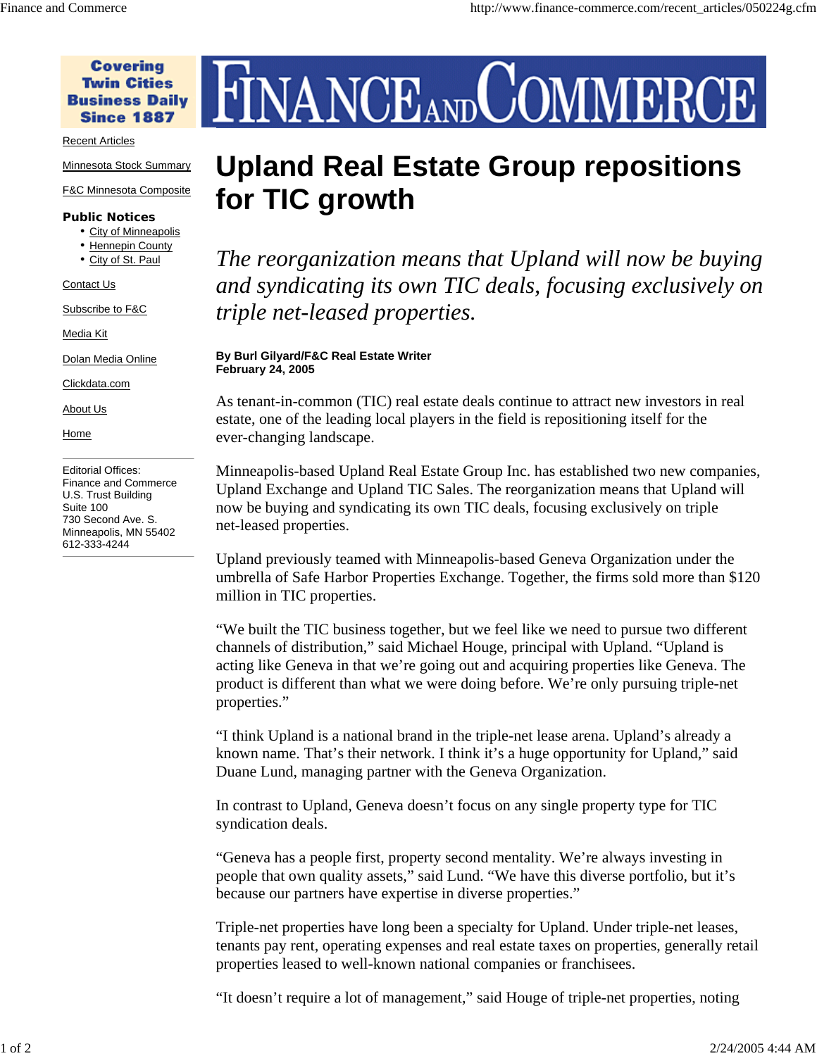Covering Twin Cities Business Daily Since 1887

# FINANCE AND COMMERCE

Recent Articles

Minnesota Stock Summary

F&C Minnesota Composite

**Public Notices**

- City of Minneapolis
- Hennepin County
- City of St. Paul

Contact Us

Subscribe to F&C

Media Kit

Dolan Media Online

Clickdata.com

About Us

Home

Editorial Offices:
Finance and Commerce
U.S. Trust Building
Suite 100
730 Second Ave. S.
Minneapolis, MN 55402
612-333-4244

# Upland Real Estate Group repositions for TIC growth

*The reorganization means that Upland will now be buying and syndicating its own TIC deals, focusing exclusively on triple net-leased properties.*

**By Burl Gilyard/F&C Real Estate Writer**
**February 24, 2005**

As tenant-in-common (TIC) real estate deals continue to attract new investors in real estate, one of the leading local players in the field is repositioning itself for the ever-changing landscape.

Minneapolis-based Upland Real Estate Group Inc. has established two new companies, Upland Exchange and Upland TIC Sales. The reorganization means that Upland will now be buying and syndicating its own TIC deals, focusing exclusively on triple net-leased properties.

Upland previously teamed with Minneapolis-based Geneva Organization under the umbrella of Safe Harbor Properties Exchange. Together, the firms sold more than $120 million in TIC properties.

“We built the TIC business together, but we feel like we need to pursue two different channels of distribution,” said Michael Houge, principal with Upland. “Upland is acting like Geneva in that we’re going out and acquiring properties like Geneva. The product is different than what we were doing before. We’re only pursuing triple-net properties.”

“I think Upland is a national brand in the triple-net lease arena. Upland’s already a known name. That’s their network. I think it’s a huge opportunity for Upland,” said Duane Lund, managing partner with the Geneva Organization.

In contrast to Upland, Geneva doesn’t focus on any single property type for TIC syndication deals.

“Geneva has a people first, property second mentality. We’re always investing in people that own quality assets,” said Lund. “We have this diverse portfolio, but it’s because our partners have expertise in diverse properties.”

Triple-net properties have long been a specialty for Upland. Under triple-net leases, tenants pay rent, operating expenses and real estate taxes on properties, generally retail properties leased to well-known national companies or franchisees.

“It doesn’t require a lot of management,” said Houge of triple-net properties, noting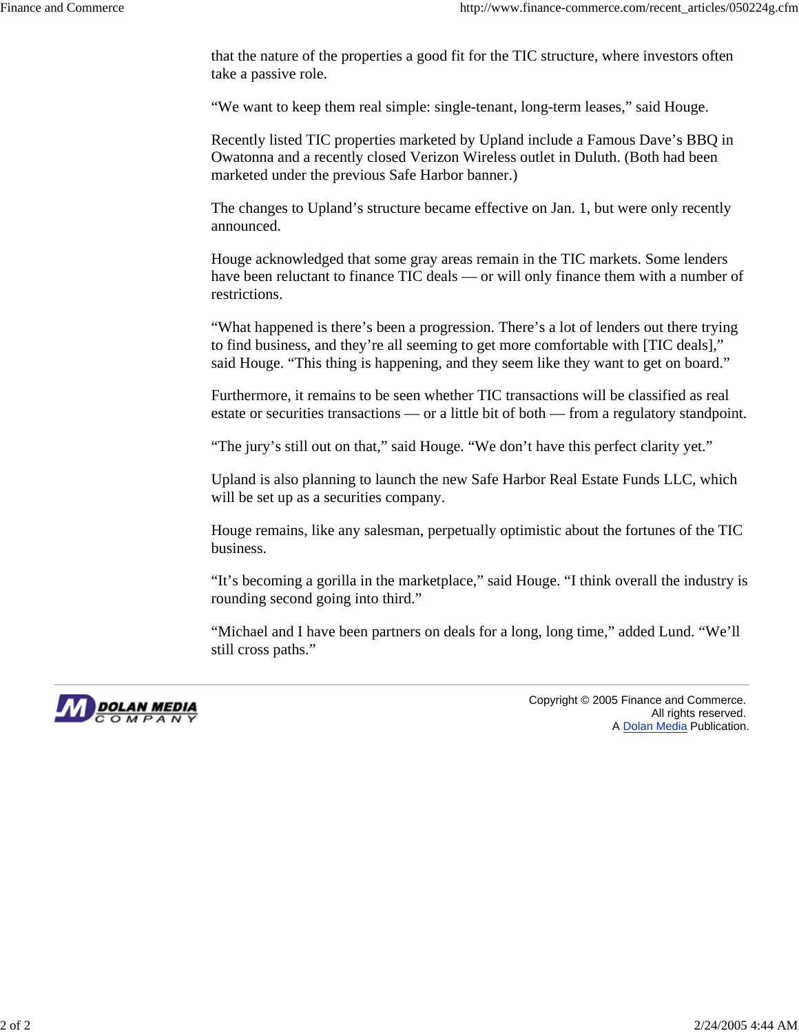that the nature of the properties a good fit for the TIC structure, where investors often take a passive role.

"We want to keep them real simple: single-tenant, long-term leases," said Houge.

Recently listed TIC properties marketed by Upland include a Famous Dave's BBQ in Owatonna and a recently closed Verizon Wireless outlet in Duluth. (Both had been marketed under the previous Safe Harbor banner.)

The changes to Upland's structure became effective on Jan. 1, but were only recently announced.

Houge acknowledged that some gray areas remain in the TIC markets. Some lenders have been reluctant to finance TIC deals — or will only finance them with a number of restrictions.

"What happened is there's been a progression. There's a lot of lenders out there trying to find business, and they're all seeming to get more comfortable with [TIC deals]," said Houge. "This thing is happening, and they seem like they want to get on board."

Furthermore, it remains to be seen whether TIC transactions will be classified as real estate or securities transactions — or a little bit of both — from a regulatory standpoint.

"The jury's still out on that," said Houge. "We don't have this perfect clarity yet."

Upland is also planning to launch the new Safe Harbor Real Estate Funds LLC, which will be set up as a securities company.

Houge remains, like any salesman, perpetually optimistic about the fortunes of the TIC business.

"It's becoming a gorilla in the marketplace," said Houge. "I think overall the industry is rounding second going into third."

"Michael and I have been partners on deals for a long, long time," added Lund. "We'll still cross paths."

---

DOLAN MEDIA COMPANY

Copyright © 2005 Finance and Commerce.
All rights reserved.
A Dolan Media Publication.